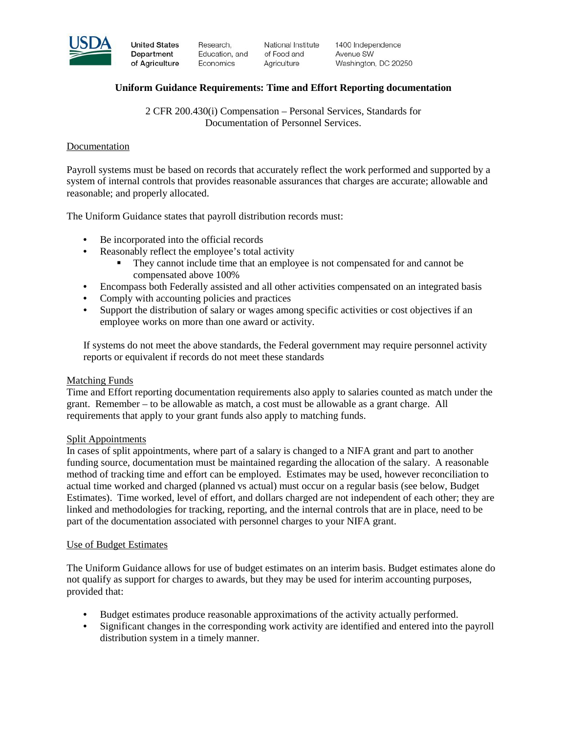United States Department of Agriculture | Research, Education, and Economics | National Institute of Food and Agriculture | 1400 Independence Avenue SW Washington, DC 20250

# Uniform Guidance Requirements: Time and Effort Reporting documentation

2 CFR 200.430(i) Compensation – Personal Services, Standards for Documentation of Personnel Services.

## Documentation

Payroll systems must be based on records that accurately reflect the work performed and supported by a system of internal controls that provides reasonable assurances that charges are accurate; allowable and reasonable; and properly allocated.

The Uniform Guidance states that payroll distribution records must:

- Be incorporated into the official records
- Reasonably reflect the employee's total activity
  - They cannot include time that an employee is not compensated for and cannot be compensated above 100%
- Encompass both Federally assisted and all other activities compensated on an integrated basis
- Comply with accounting policies and practices
- Support the distribution of salary or wages among specific activities or cost objectives if an employee works on more than one award or activity.

If systems do not meet the above standards, the Federal government may require personnel activity reports or equivalent if records do not meet these standards

## Matching Funds

Time and Effort reporting documentation requirements also apply to salaries counted as match under the grant. Remember – to be allowable as match, a cost must be allowable as a grant charge. All requirements that apply to your grant funds also apply to matching funds.

## Split Appointments

In cases of split appointments, where part of a salary is changed to a NIFA grant and part to another funding source, documentation must be maintained regarding the allocation of the salary. A reasonable method of tracking time and effort can be employed. Estimates may be used, however reconciliation to actual time worked and charged (planned vs actual) must occur on a regular basis (see below, Budget Estimates). Time worked, level of effort, and dollars charged are not independent of each other; they are linked and methodologies for tracking, reporting, and the internal controls that are in place, need to be part of the documentation associated with personnel charges to your NIFA grant.

## Use of Budget Estimates

The Uniform Guidance allows for use of budget estimates on an interim basis. Budget estimates alone do not qualify as support for charges to awards, but they may be used for interim accounting purposes, provided that:

- Budget estimates produce reasonable approximations of the activity actually performed.
- Significant changes in the corresponding work activity are identified and entered into the payroll distribution system in a timely manner.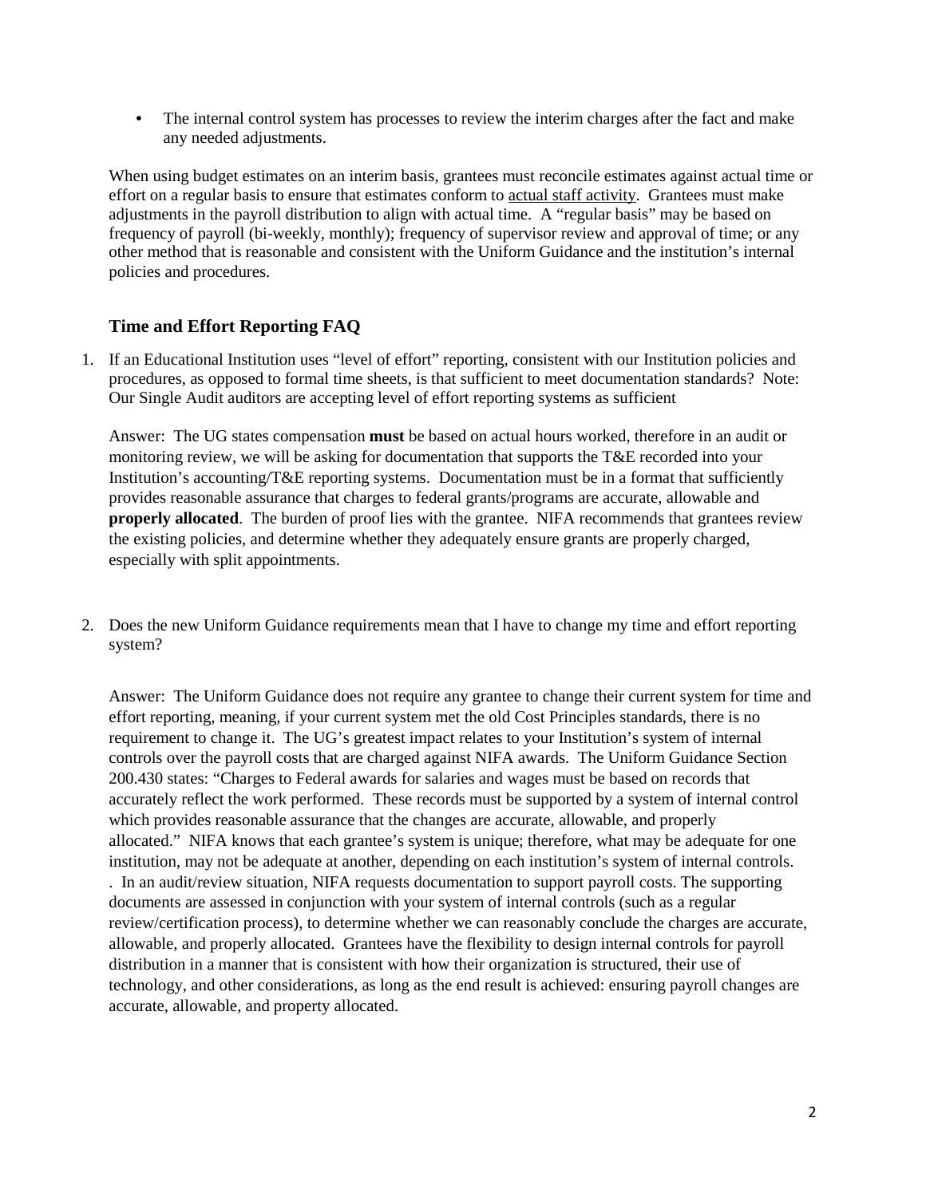- The internal control system has processes to review the interim charges after the fact and make any needed adjustments.

When using budget estimates on an interim basis, grantees must reconcile estimates against actual time or effort on a regular basis to ensure that estimates conform to actual staff activity. Grantees must make adjustments in the payroll distribution to align with actual time. A "regular basis" may be based on frequency of payroll (bi-weekly, monthly); frequency of supervisor review and approval of time; or any other method that is reasonable and consistent with the Uniform Guidance and the institution's internal policies and procedures.

## Time and Effort Reporting FAQ

1. If an Educational Institution uses "level of effort" reporting, consistent with our Institution policies and procedures, as opposed to formal time sheets, is that sufficient to meet documentation standards? Note: Our Single Audit auditors are accepting level of effort reporting systems as sufficient

   Answer: The UG states compensation **must** be based on actual hours worked, therefore in an audit or monitoring review, we will be asking for documentation that supports the T&E recorded into your Institution's accounting/T&E reporting systems. Documentation must be in a format that sufficiently provides reasonable assurance that charges to federal grants/programs are accurate, allowable and **properly allocated**. The burden of proof lies with the grantee. NIFA recommends that grantees review the existing policies, and determine whether they adequately ensure grants are properly charged, especially with split appointments.

2. Does the new Uniform Guidance requirements mean that I have to change my time and effort reporting system?

   Answer: The Uniform Guidance does not require any grantee to change their current system for time and effort reporting, meaning, if your current system met the old Cost Principles standards, there is no requirement to change it. The UG's greatest impact relates to your Institution's system of internal controls over the payroll costs that are charged against NIFA awards. The Uniform Guidance Section 200.430 states: "Charges to Federal awards for salaries and wages must be based on records that accurately reflect the work performed. These records must be supported by a system of internal control which provides reasonable assurance that the changes are accurate, allowable, and properly allocated." NIFA knows that each grantee's system is unique; therefore, what may be adequate for one institution, may not be adequate at another, depending on each institution's system of internal controls. . In an audit/review situation, NIFA requests documentation to support payroll costs. The supporting documents are assessed in conjunction with your system of internal controls (such as a regular review/certification process), to determine whether we can reasonably conclude the charges are accurate, allowable, and properly allocated. Grantees have the flexibility to design internal controls for payroll distribution in a manner that is consistent with how their organization is structured, their use of technology, and other considerations, as long as the end result is achieved: ensuring payroll changes are accurate, allowable, and property allocated.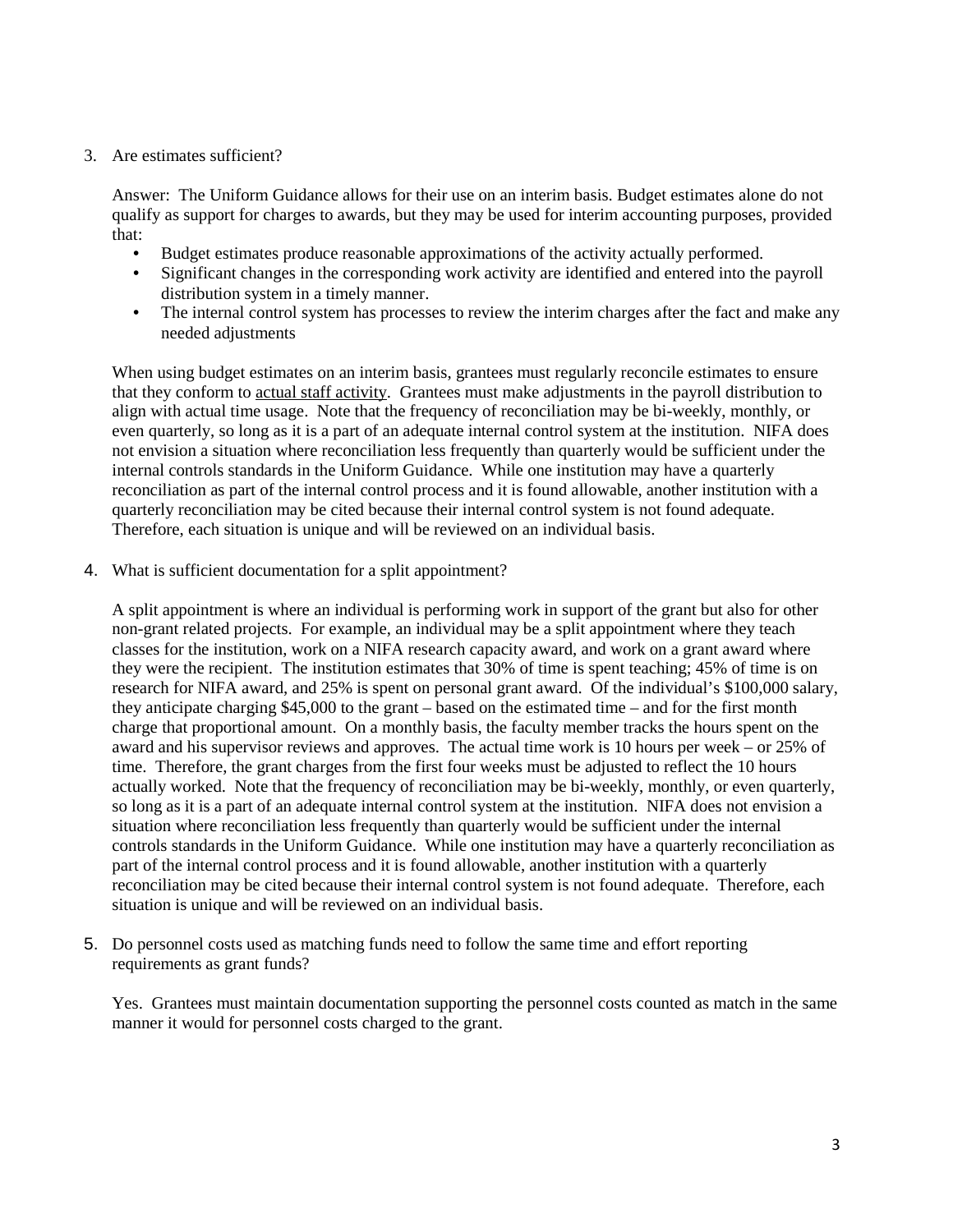3. Are estimates sufficient?

   Answer: The Uniform Guidance allows for their use on an interim basis. Budget estimates alone do not qualify as support for charges to awards, but they may be used for interim accounting purposes, provided that:

   - Budget estimates produce reasonable approximations of the activity actually performed.
   - Significant changes in the corresponding work activity are identified and entered into the payroll distribution system in a timely manner.
   - The internal control system has processes to review the interim charges after the fact and make any needed adjustments

   When using budget estimates on an interim basis, grantees must regularly reconcile estimates to ensure that they conform to <u>actual staff activity</u>. Grantees must make adjustments in the payroll distribution to align with actual time usage. Note that the frequency of reconciliation may be bi-weekly, monthly, or even quarterly, so long as it is a part of an adequate internal control system at the institution. NIFA does not envision a situation where reconciliation less frequently than quarterly would be sufficient under the internal controls standards in the Uniform Guidance. While one institution may have a quarterly reconciliation as part of the internal control process and it is found allowable, another institution with a quarterly reconciliation may be cited because their internal control system is not found adequate. Therefore, each situation is unique and will be reviewed on an individual basis.

4. What is sufficient documentation for a split appointment?

   A split appointment is where an individual is performing work in support of the grant but also for other non-grant related projects. For example, an individual may be a split appointment where they teach classes for the institution, work on a NIFA research capacity award, and work on a grant award where they were the recipient. The institution estimates that 30% of time is spent teaching; 45% of time is on research for NIFA award, and 25% is spent on personal grant award. Of the individual's $100,000 salary, they anticipate charging $45,000 to the grant – based on the estimated time – and for the first month charge that proportional amount. On a monthly basis, the faculty member tracks the hours spent on the award and his supervisor reviews and approves. The actual time work is 10 hours per week – or 25% of time. Therefore, the grant charges from the first four weeks must be adjusted to reflect the 10 hours actually worked. Note that the frequency of reconciliation may be bi-weekly, monthly, or even quarterly, so long as it is a part of an adequate internal control system at the institution. NIFA does not envision a situation where reconciliation less frequently than quarterly would be sufficient under the internal controls standards in the Uniform Guidance. While one institution may have a quarterly reconciliation as part of the internal control process and it is found allowable, another institution with a quarterly reconciliation may be cited because their internal control system is not found adequate. Therefore, each situation is unique and will be reviewed on an individual basis.

5. Do personnel costs used as matching funds need to follow the same time and effort reporting requirements as grant funds?

   Yes. Grantees must maintain documentation supporting the personnel costs counted as match in the same manner it would for personnel costs charged to the grant.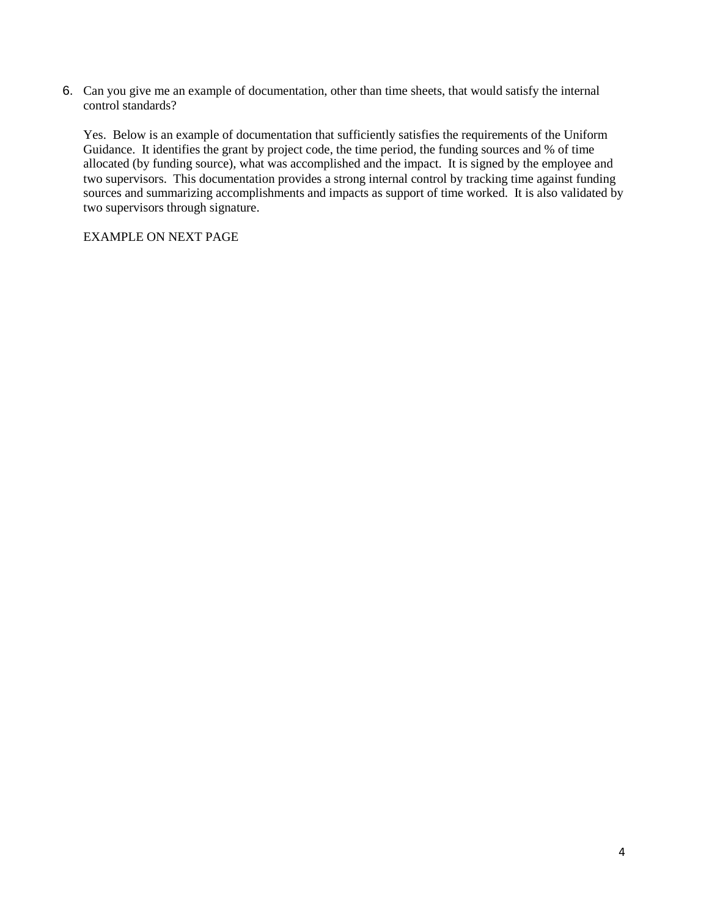6. Can you give me an example of documentation, other than time sheets, that would satisfy the internal control standards?

   Yes. Below is an example of documentation that sufficiently satisfies the requirements of the Uniform Guidance. It identifies the grant by project code, the time period, the funding sources and % of time allocated (by funding source), what was accomplished and the impact. It is signed by the employee and two supervisors. This documentation provides a strong internal control by tracking time against funding sources and summarizing accomplishments and impacts as support of time worked. It is also validated by two supervisors through signature.

   EXAMPLE ON NEXT PAGE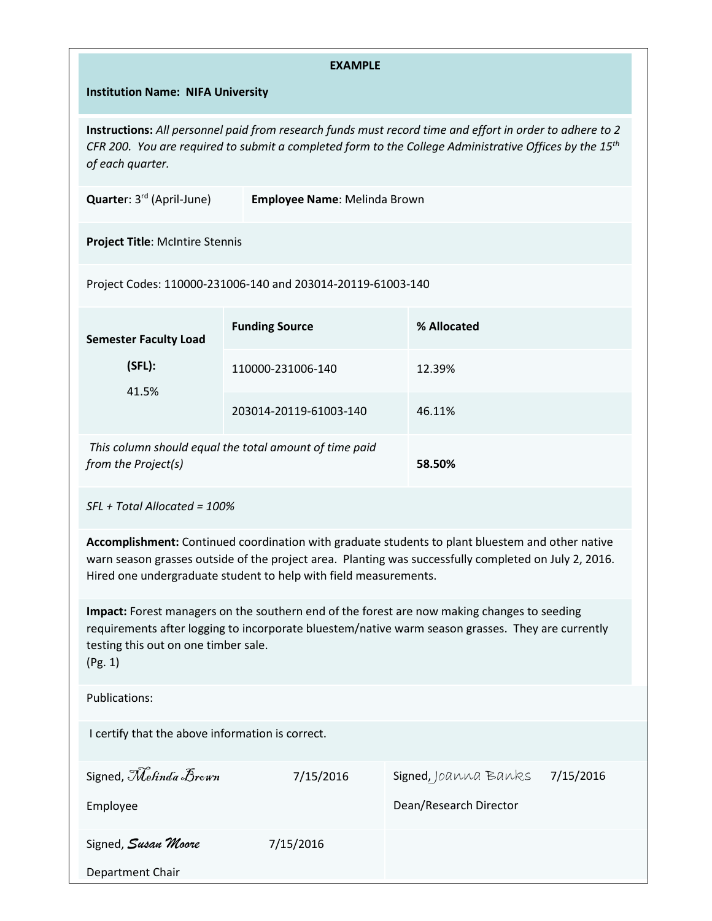**EXAMPLE**

**Institution Name: NIFA University**

**Instructions:** *All personnel paid from research funds must record time and effort in order to adhere to 2 CFR 200. You are required to submit a completed form to the College Administrative Offices by the 15th of each quarter.*

**Quarter**: 3rd (April-June) | **Employee Name**: Melinda Brown

**Project Title**: McIntire Stennis

Project Codes: 110000-231006-140 and 203014-20119-61003-140

| Semester Faculty Load (SFL): 41.5% | Funding Source | % Allocated |
|---|---|---|
| | 110000-231006-140 | 12.39% |
| | 203014-20119-61003-140 | 46.11% |
| *This column should equal the total amount of time paid from the Project(s)* | | **58.50%** |

*SFL + Total Allocated = 100%*

**Accomplishment:** Continued coordination with graduate students to plant bluestem and other native warn season grasses outside of the project area. Planting was successfully completed on July 2, 2016. Hired one undergraduate student to help with field measurements.

**Impact:** Forest managers on the southern end of the forest are now making changes to seeding requirements after logging to incorporate bluestem/native warm season grasses. They are currently testing this out on one timber sale.
(Pg. 1)

Publications:

I certify that the above information is correct.

Signed, *Melinda Brown* 7/15/2016
Employee

Signed, *Joanna Banks* 7/15/2016
Dean/Research Director

Signed, *Susan Moore* 7/15/2016
Department Chair